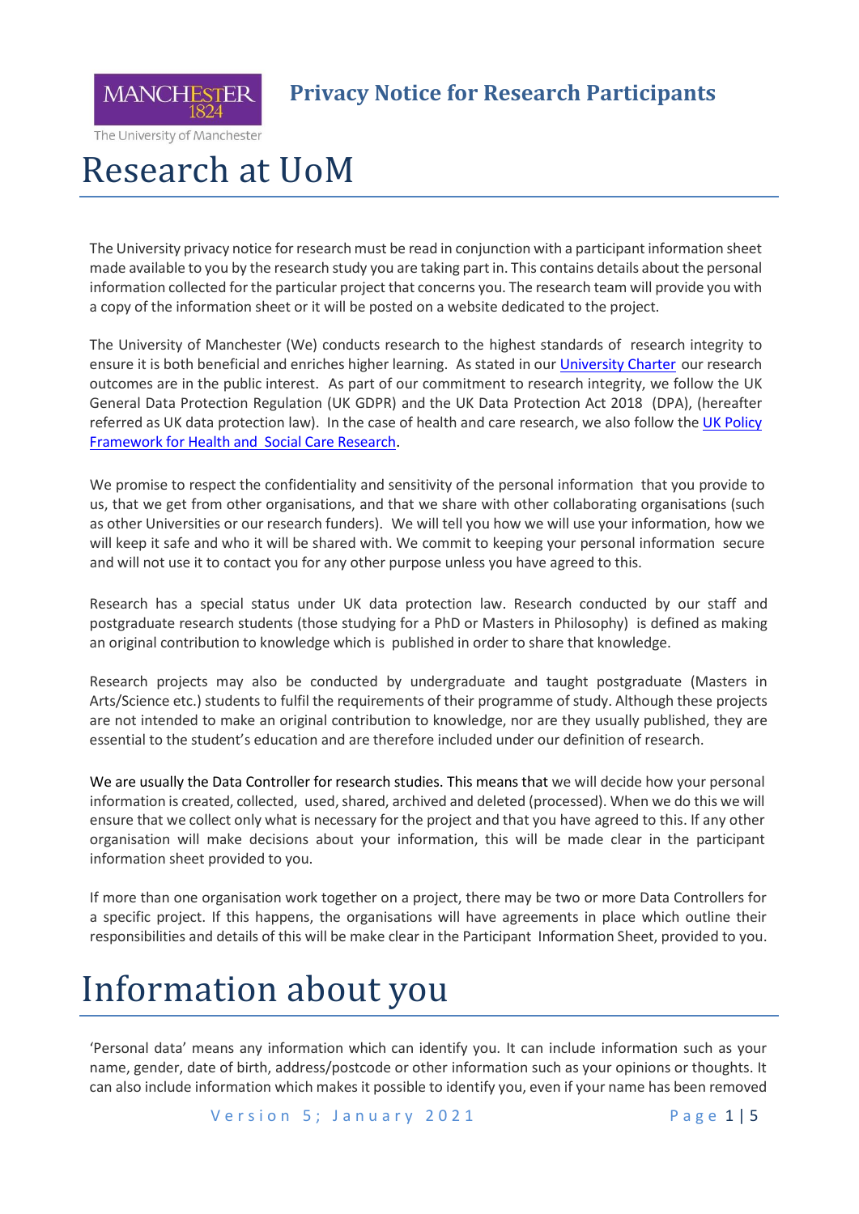**Privacy Notice for Research Participants**

# Research at UoM

The University privacy notice for research must be read in conjunction with a participant information sheet made available to you by the research study you are taking part in. This contains details about the personal information collected for the particular project that concerns you. The research team will provide you with a copy of the information sheet or it will be posted on a website dedicated to the project.

The University of Manchester (We) conducts research to the highest standards of research integrity to ensure it is both beneficial and enriches higher learning. As stated in our [University Charter](#) our research outcomes are in the public interest. As part of our commitment to research integrity, we follow the UK General Data Protection Regulation (UK GDPR) and the UK Data Protection Act 2018 (DPA), (hereafter referred as UK data protection law). In the case of health and care research, we also follow the [UK Policy Framework for Health and Social Care Research](#).

We promise to respect the confidentiality and sensitivity of the personal information that you provide to us, that we get from other organisations, and that we share with other collaborating organisations (such as other Universities or our research funders). We will tell you how we will use your information, how we will keep it safe and who it will be shared with. We commit to keeping your personal information secure and will not use it to contact you for any other purpose unless you have agreed to this.

Research has a special status under UK data protection law. Research conducted by our staff and postgraduate research students (those studying for a PhD or Masters in Philosophy) is defined as making an original contribution to knowledge which is published in order to share that knowledge.

Research projects may also be conducted by undergraduate and taught postgraduate (Masters in Arts/Science etc.) students to fulfil the requirements of their programme of study. Although these projects are not intended to make an original contribution to knowledge, nor are they usually published, they are essential to the student's education and are therefore included under our definition of research.

We are usually the Data Controller for research studies. This means that we will decide how your personal information is created, collected, used, shared, archived and deleted (processed). When we do this we will ensure that we collect only what is necessary for the project and that you have agreed to this. If any other organisation will make decisions about your information, this will be made clear in the participant information sheet provided to you.

If more than one organisation work together on a project, there may be two or more Data Controllers for a specific project. If this happens, the organisations will have agreements in place which outline their responsibilities and details of this will be make clear in the Participant Information Sheet, provided to you.

# Information about you

'Personal data' means any information which can identify you. It can include information such as your name, gender, date of birth, address/postcode or other information such as your opinions or thoughts. It can also include information which makes it possible to identify you, even if your name has been removed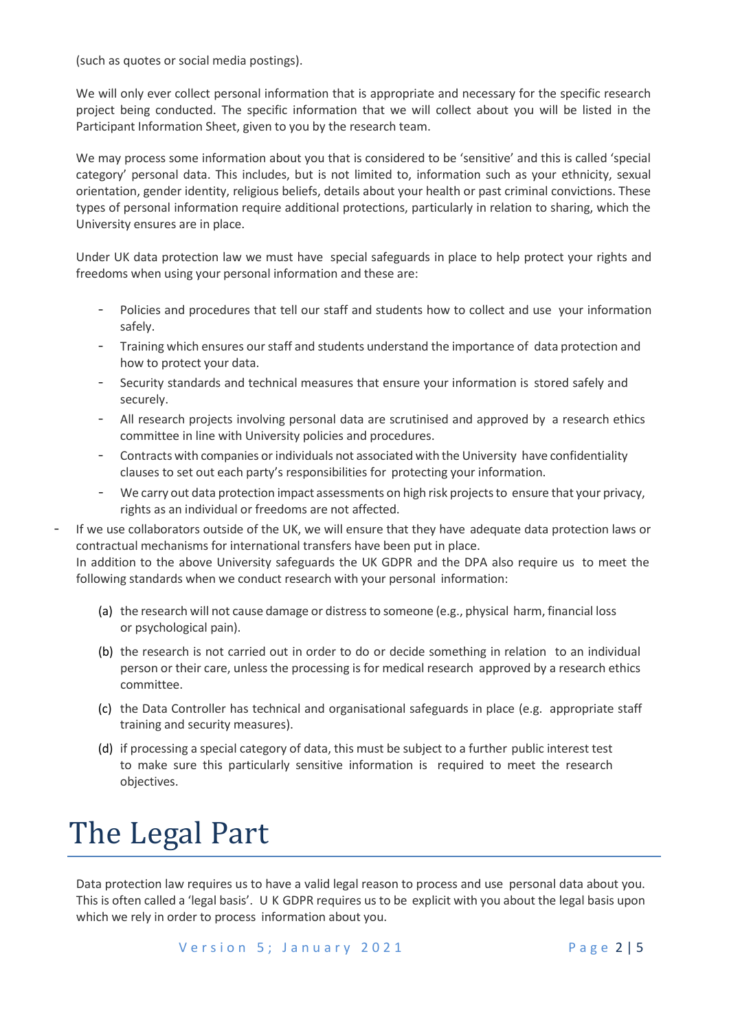(such as quotes or social media postings).

We will only ever collect personal information that is appropriate and necessary for the specific research project being conducted. The specific information that we will collect about you will be listed in the Participant Information Sheet, given to you by the research team.

We may process some information about you that is considered to be 'sensitive' and this is called 'special category' personal data. This includes, but is not limited to, information such as your ethnicity, sexual orientation, gender identity, religious beliefs, details about your health or past criminal convictions. These types of personal information require additional protections, particularly in relation to sharing, which the University ensures are in place.

Under UK data protection law we must have special safeguards in place to help protect your rights and freedoms when using your personal information and these are:

- Policies and procedures that tell our staff and students how to collect and use your information safely.
- Training which ensures our staff and students understand the importance of data protection and how to protect your data.
- Security standards and technical measures that ensure your information is stored safely and securely.
- All research projects involving personal data are scrutinised and approved by a research ethics committee in line with University policies and procedures.
- Contracts with companies or individuals not associated with the University have confidentiality clauses to set out each party's responsibilities for protecting your information.
- We carry out data protection impact assessments on high risk projects to ensure that your privacy, rights as an individual or freedoms are not affected.
- If we use collaborators outside of the UK, we will ensure that they have adequate data protection laws or contractual mechanisms for international transfers have been put in place.

In addition to the above University safeguards the UK GDPR and the DPA also require us to meet the following standards when we conduct research with your personal information:

(a) the research will not cause damage or distress to someone (e.g., physical harm, financial loss or psychological pain).

(b) the research is not carried out in order to do or decide something in relation to an individual person or their care, unless the processing is for medical research approved by a research ethics committee.

(c) the Data Controller has technical and organisational safeguards in place (e.g. appropriate staff training and security measures).

(d) if processing a special category of data, this must be subject to a further public interest test to make sure this particularly sensitive information is required to meet the research objectives.

# The Legal Part

Data protection law requires us to have a valid legal reason to process and use personal data about you. This is often called a 'legal basis'. UK GDPR requires us to be explicit with you about the legal basis upon which we rely in order to process information about you.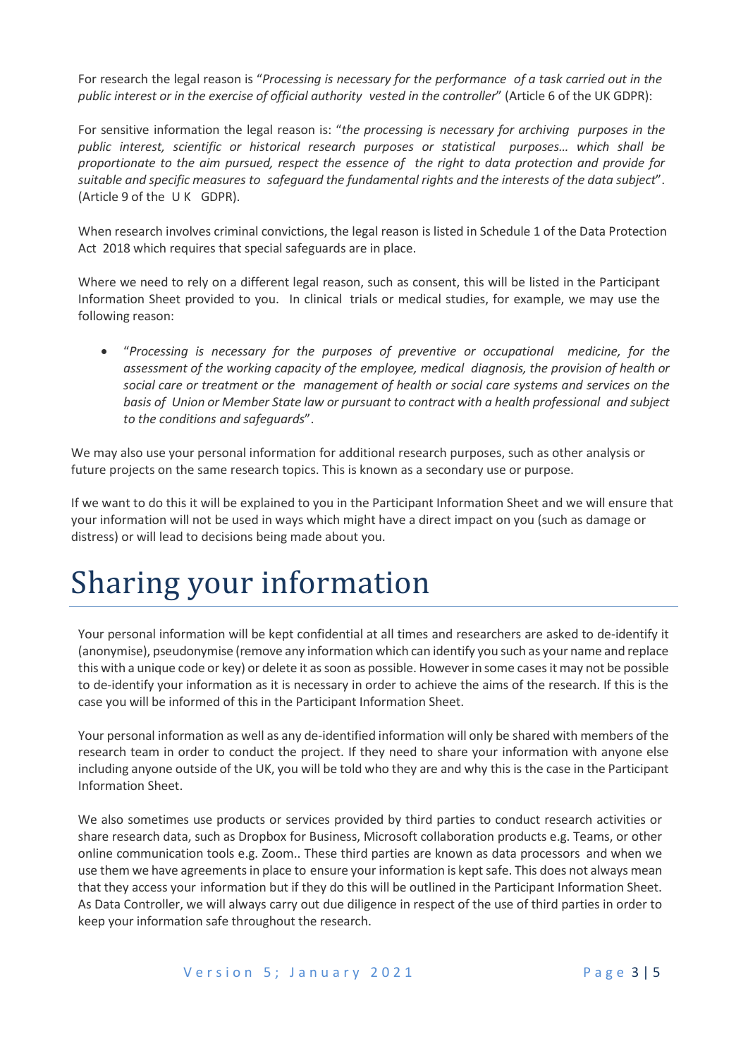For research the legal reason is "*Processing is necessary for the performance of a task carried out in the public interest or in the exercise of official authority vested in the controller*" (Article 6 of the UK GDPR):

For sensitive information the legal reason is: "*the processing is necessary for archiving purposes in the public interest, scientific or historical research purposes or statistical purposes… which shall be proportionate to the aim pursued, respect the essence of the right to data protection and provide for suitable and specific measures to safeguard the fundamental rights and the interests of the data subject*". (Article 9 of the U K GDPR).

When research involves criminal convictions, the legal reason is listed in Schedule 1 of the Data Protection Act 2018 which requires that special safeguards are in place.

Where we need to rely on a different legal reason, such as consent, this will be listed in the Participant Information Sheet provided to you. In clinical trials or medical studies, for example, we may use the following reason:

- "*Processing is necessary for the purposes of preventive or occupational medicine, for the assessment of the working capacity of the employee, medical diagnosis, the provision of health or social care or treatment or the management of health or social care systems and services on the basis of Union or Member State law or pursuant to contract with a health professional and subject to the conditions and safeguards*".

We may also use your personal information for additional research purposes, such as other analysis or future projects on the same research topics. This is known as a secondary use or purpose.

If we want to do this it will be explained to you in the Participant Information Sheet and we will ensure that your information will not be used in ways which might have a direct impact on you (such as damage or distress) or will lead to decisions being made about you.

# Sharing your information

Your personal information will be kept confidential at all times and researchers are asked to de-identify it (anonymise), pseudonymise (remove any information which can identify you such as your name and replace this with a unique code or key) or delete it as soon as possible. However in some cases it may not be possible to de-identify your information as it is necessary in order to achieve the aims of the research. If this is the case you will be informed of this in the Participant Information Sheet.

Your personal information as well as any de-identified information will only be shared with members of the research team in order to conduct the project. If they need to share your information with anyone else including anyone outside of the UK, you will be told who they are and why this is the case in the Participant Information Sheet.

We also sometimes use products or services provided by third parties to conduct research activities or share research data, such as Dropbox for Business, Microsoft collaboration products e.g. Teams, or other online communication tools e.g. Zoom.. These third parties are known as data processors and when we use them we have agreements in place to ensure your information is kept safe. This does not always mean that they access your information but if they do this will be outlined in the Participant Information Sheet. As Data Controller, we will always carry out due diligence in respect of the use of third parties in order to keep your information safe throughout the research.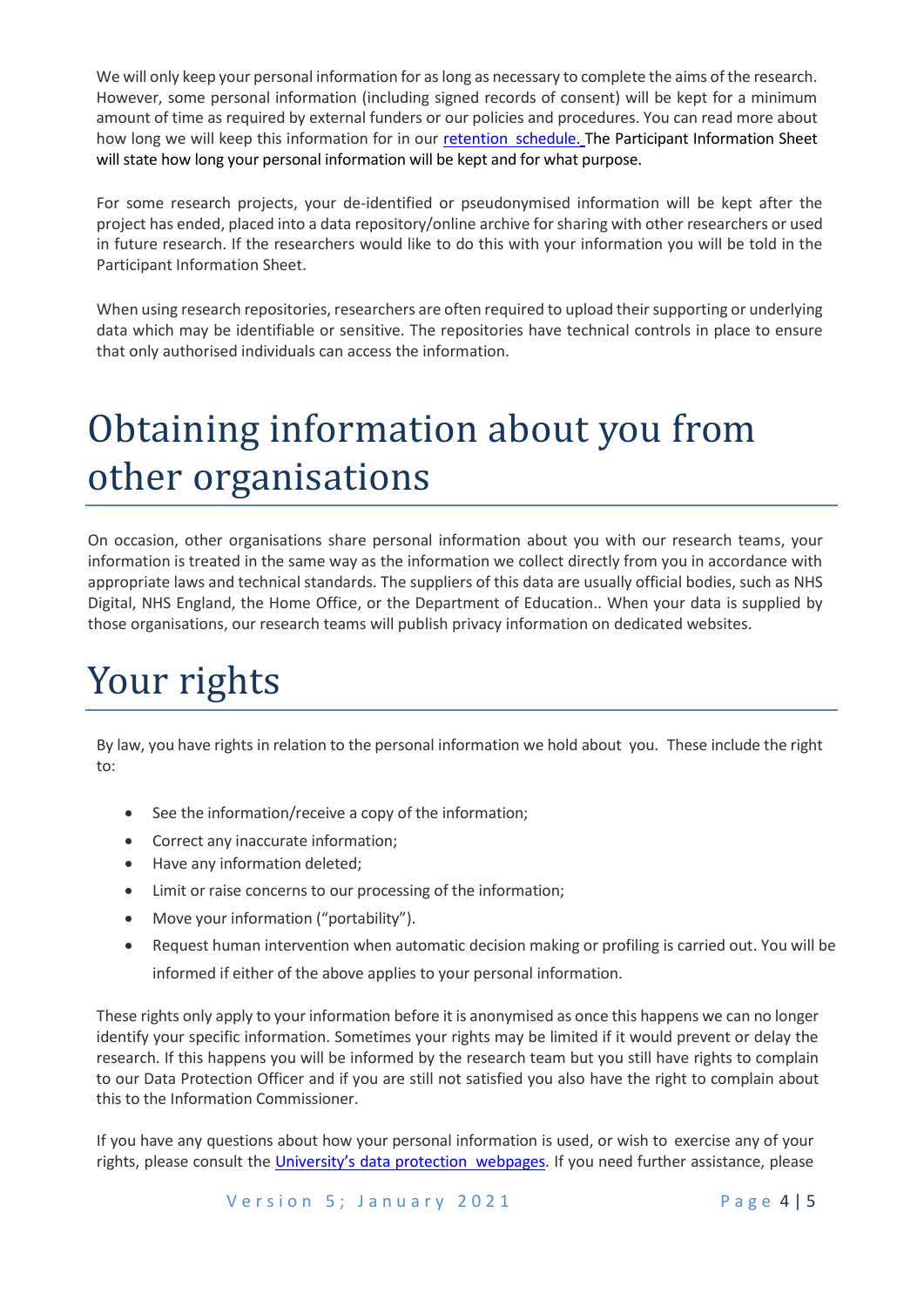We will only keep your personal information for as long as necessary to complete the aims of the research. However, some personal information (including signed records of consent) will be kept for a minimum amount of time as required by external funders or our policies and procedures. You can read more about how long we will keep this information for in our [retention schedule.](retention schedule) The Participant Information Sheet will state how long your personal information will be kept and for what purpose.

For some research projects, your de-identified or pseudonymised information will be kept after the project has ended, placed into a data repository/online archive for sharing with other researchers or used in future research. If the researchers would like to do this with your information you will be told in the Participant Information Sheet.

When using research repositories, researchers are often required to upload their supporting or underlying data which may be identifiable or sensitive. The repositories have technical controls in place to ensure that only authorised individuals can access the information.

# Obtaining information about you from other organisations

On occasion, other organisations share personal information about you with our research teams, your information is treated in the same way as the information we collect directly from you in accordance with appropriate laws and technical standards. The suppliers of this data are usually official bodies, such as NHS Digital, NHS England, the Home Office, or the Department of Education.. When your data is supplied by those organisations, our research teams will publish privacy information on dedicated websites.

# Your rights

By law, you have rights in relation to the personal information we hold about you. These include the right to:

- See the information/receive a copy of the information;
- Correct any inaccurate information;
- Have any information deleted;
- Limit or raise concerns to our processing of the information;
- Move your information ("portability").
- Request human intervention when automatic decision making or profiling is carried out. You will be informed if either of the above applies to your personal information.

These rights only apply to your information before it is anonymised as once this happens we can no longer identify your specific information. Sometimes your rights may be limited if it would prevent or delay the research. If this happens you will be informed by the research team but you still have rights to complain to our Data Protection Officer and if you are still not satisfied you also have the right to complain about this to the Information Commissioner.

If you have any questions about how your personal information is used, or wish to exercise any of your rights, please consult the University's data protection webpages. If you need further assistance, please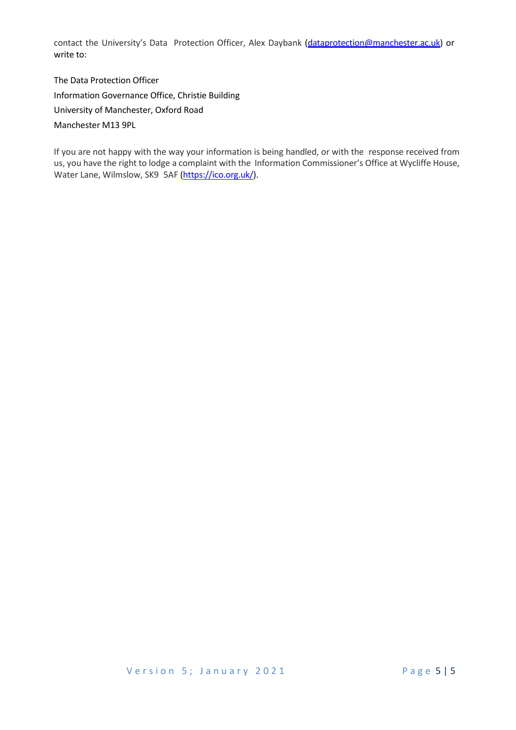contact the University's Data Protection Officer, Alex Daybank (dataprotection@manchester.ac.uk) or write to:

The Data Protection Officer
Information Governance Office, Christie Building
University of Manchester, Oxford Road
Manchester M13 9PL

If you are not happy with the way your information is being handled, or with the response received from us, you have the right to lodge a complaint with the Information Commissioner's Office at Wycliffe House, Water Lane, Wilmslow, SK9 5AF (https://ico.org.uk/).